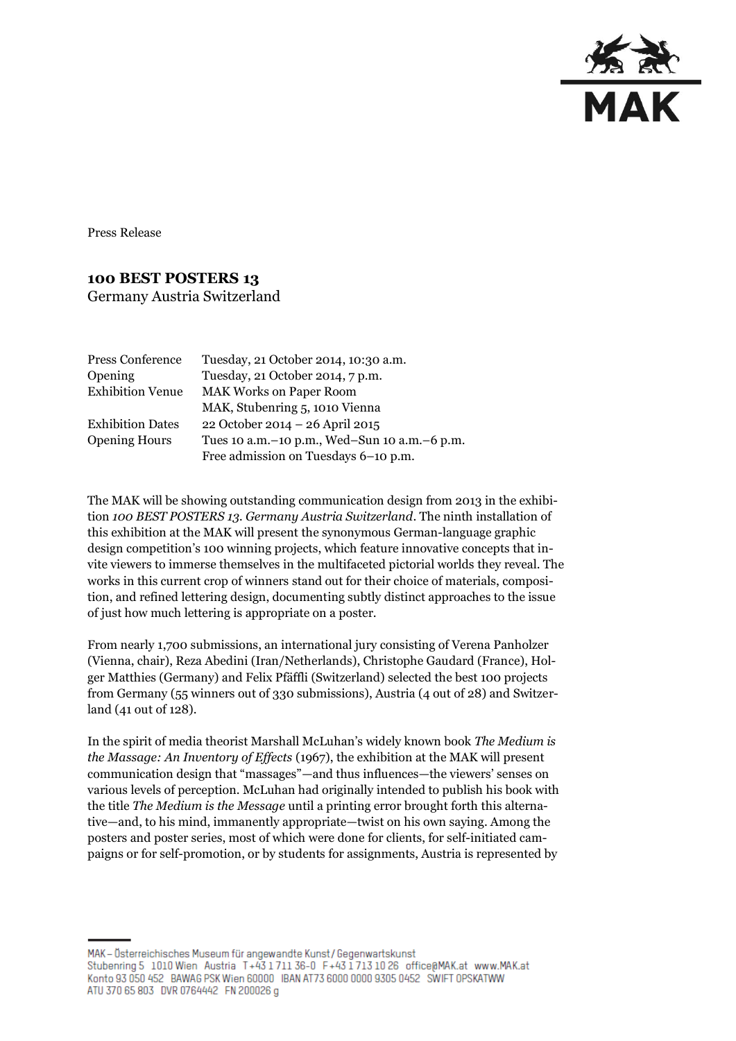Press Release

# 100 BEST POSTERS 13

Germany Austria Switzerland

| | |
|---|---|
| Press Conference | Tuesday, 21 October 2014, 10:30 a.m. |
| Opening | Tuesday, 21 October 2014, 7 p.m. |
| Exhibition Venue | MAK Works on Paper Room<br>MAK, Stubenring 5, 1010 Vienna |
| Exhibition Dates | 22 October 2014 – 26 April 2015 |
| Opening Hours | Tues 10 a.m.–10 p.m., Wed–Sun 10 a.m.–6 p.m.<br>Free admission on Tuesdays 6–10 p.m. |

The MAK will be showing outstanding communication design from 2013 in the exhibition *100 BEST POSTERS 13. Germany Austria Switzerland*. The ninth installation of this exhibition at the MAK will present the synonymous German-language graphic design competition's 100 winning projects, which feature innovative concepts that invite viewers to immerse themselves in the multifaceted pictorial worlds they reveal. The works in this current crop of winners stand out for their choice of materials, composition, and refined lettering design, documenting subtly distinct approaches to the issue of just how much lettering is appropriate on a poster.

From nearly 1,700 submissions, an international jury consisting of Verena Panholzer (Vienna, chair), Reza Abedini (Iran/Netherlands), Christophe Gaudard (France), Holger Matthies (Germany) and Felix Pfäffli (Switzerland) selected the best 100 projects from Germany (55 winners out of 330 submissions), Austria (4 out of 28) and Switzerland (41 out of 128).

In the spirit of media theorist Marshall McLuhan's widely known book *The Medium is the Massage: An Inventory of Effects* (1967), the exhibition at the MAK will present communication design that "massages"—and thus influences—the viewers' senses on various levels of perception. McLuhan had originally intended to publish his book with the title *The Medium is the Message* until a printing error brought forth this alternative—and, to his mind, immanently appropriate—twist on his own saying. Among the posters and poster series, most of which were done for clients, for self-initiated campaigns or for self-promotion, or by students for assignments, Austria is represented by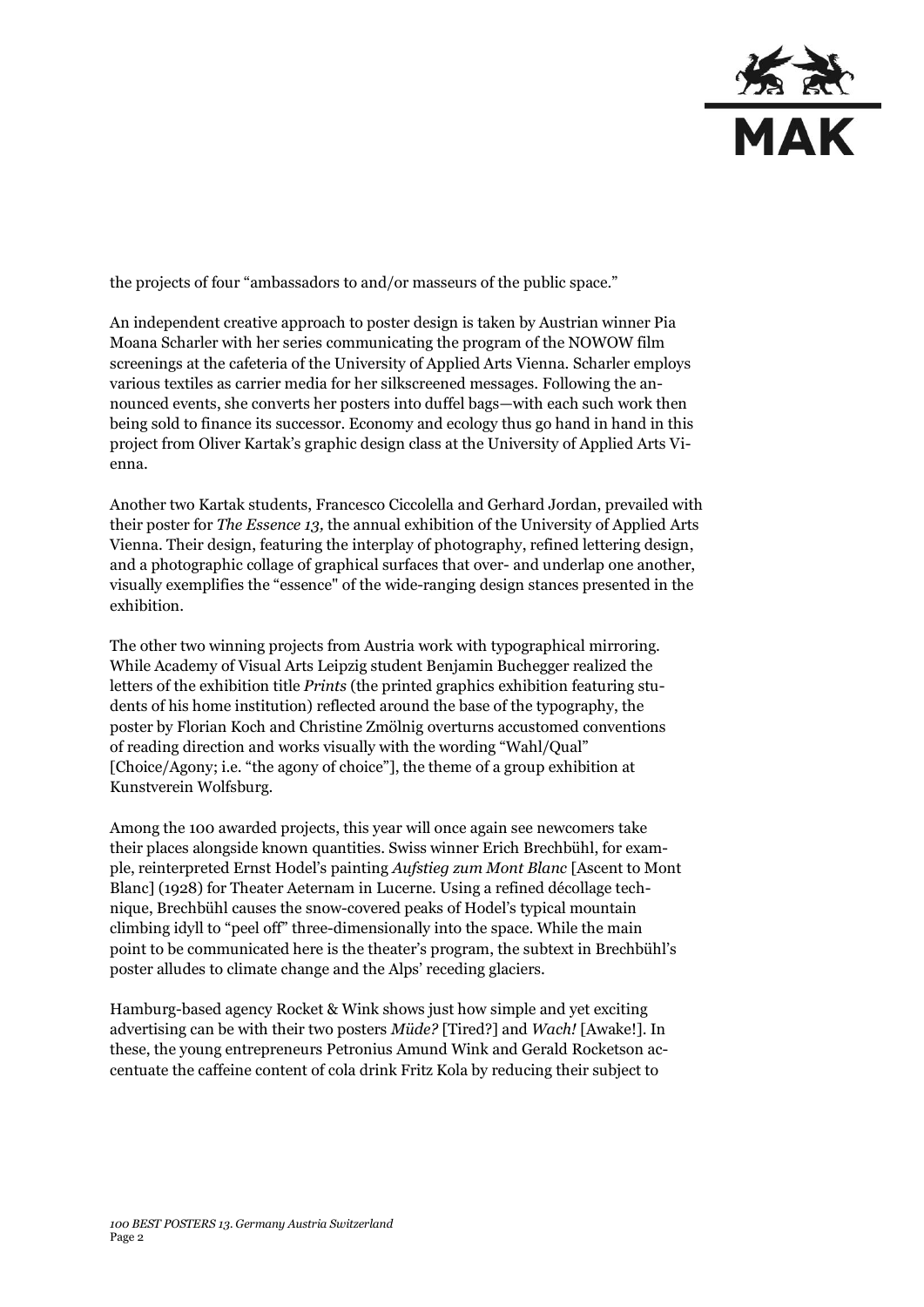the projects of four "ambassadors to and/or masseurs of the public space."

An independent creative approach to poster design is taken by Austrian winner Pia Moana Scharler with her series communicating the program of the NOWOW film screenings at the cafeteria of the University of Applied Arts Vienna. Scharler employs various textiles as carrier media for her silkscreened messages. Following the announced events, she converts her posters into duffel bags—with each such work then being sold to finance its successor. Economy and ecology thus go hand in hand in this project from Oliver Kartak's graphic design class at the University of Applied Arts Vienna.

Another two Kartak students, Francesco Ciccolella and Gerhard Jordan, prevailed with their poster for *The Essence 13,* the annual exhibition of the University of Applied Arts Vienna. Their design, featuring the interplay of photography, refined lettering design, and a photographic collage of graphical surfaces that over- and underlap one another, visually exemplifies the "essence" of the wide-ranging design stances presented in the exhibition.

The other two winning projects from Austria work with typographical mirroring. While Academy of Visual Arts Leipzig student Benjamin Buchegger realized the letters of the exhibition title *Prints* (the printed graphics exhibition featuring students of his home institution) reflected around the base of the typography, the poster by Florian Koch and Christine Zmölnig overturns accustomed conventions of reading direction and works visually with the wording "Wahl/Qual" [Choice/Agony; i.e. "the agony of choice"], the theme of a group exhibition at Kunstverein Wolfsburg.

Among the 100 awarded projects, this year will once again see newcomers take their places alongside known quantities. Swiss winner Erich Brechbühl, for example, reinterpreted Ernst Hodel's painting *Aufstieg zum Mont Blanc* [Ascent to Mont Blanc] (1928) for Theater Aeternam in Lucerne. Using a refined décollage technique, Brechbühl causes the snow-covered peaks of Hodel's typical mountain climbing idyll to "peel off" three-dimensionally into the space. While the main point to be communicated here is the theater's program, the subtext in Brechbühl's poster alludes to climate change and the Alps' receding glaciers.

Hamburg-based agency Rocket & Wink shows just how simple and yet exciting advertising can be with their two posters *Müde?* [Tired?] and *Wach!* [Awake!]. In these, the young entrepreneurs Petronius Amund Wink and Gerald Rocketson accentuate the caffeine content of cola drink Fritz Kola by reducing their subject to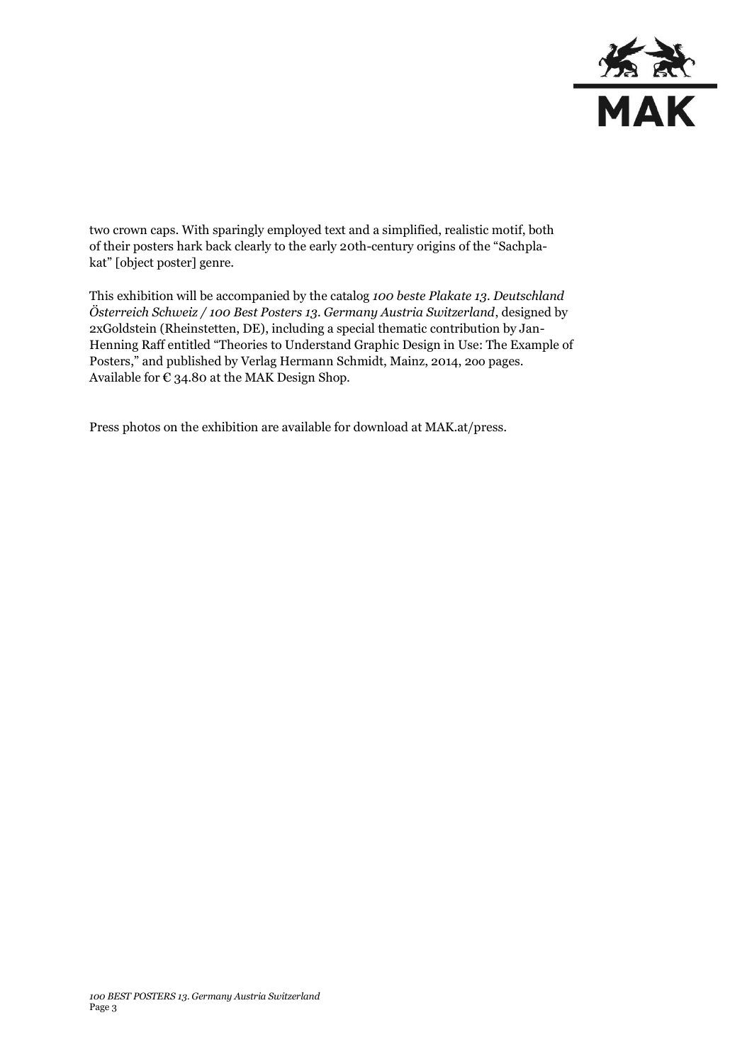two crown caps. With sparingly employed text and a simplified, realistic motif, both of their posters hark back clearly to the early 20th-century origins of the "Sachplakat" [object poster] genre.

This exhibition will be accompanied by the catalog *100 beste Plakate 13. Deutschland Österreich Schweiz / 100 Best Posters 13. Germany Austria Switzerland*, designed by 2xGoldstein (Rheinstetten, DE), including a special thematic contribution by Jan-Henning Raff entitled "Theories to Understand Graphic Design in Use: The Example of Posters," and published by Verlag Hermann Schmidt, Mainz, 2014, 200 pages. Available for € 34.80 at the MAK Design Shop.

Press photos on the exhibition are available for download at MAK.at/press.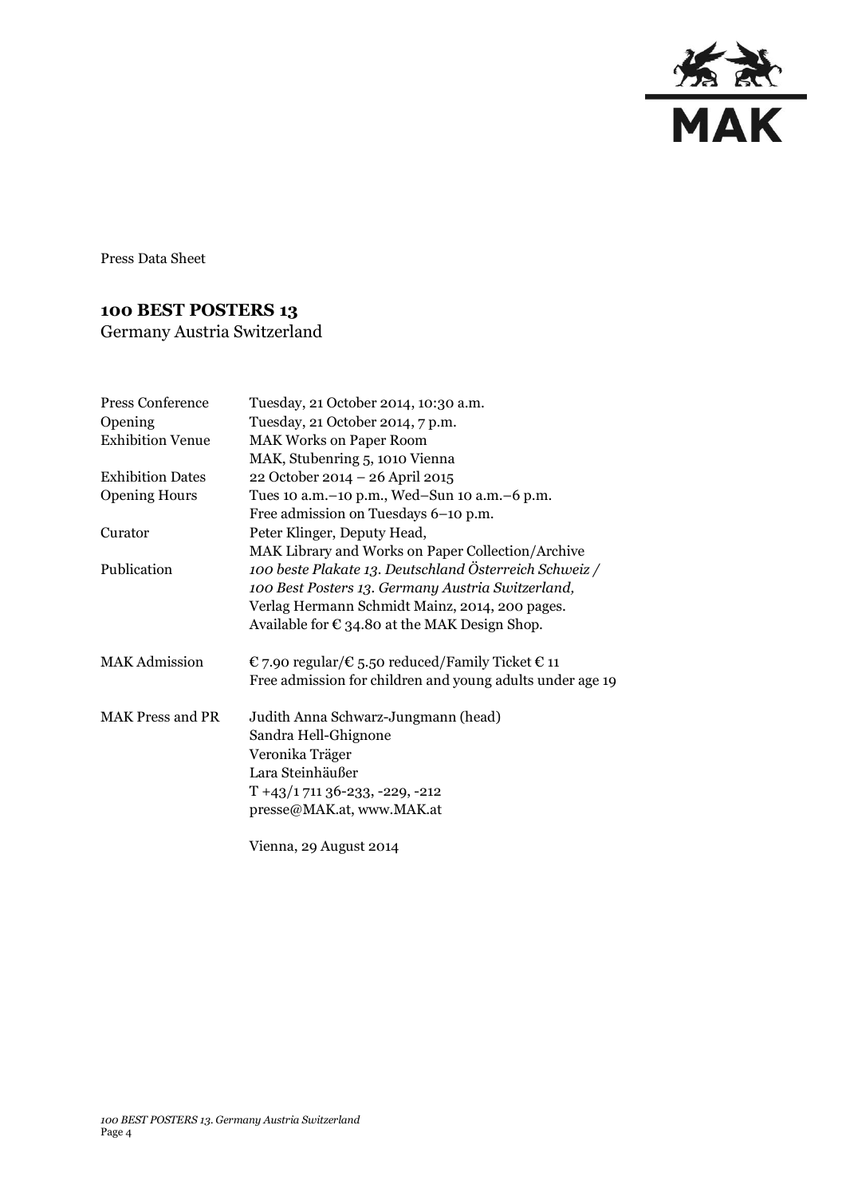Press Data Sheet

## 100 BEST POSTERS 13

Germany Austria Switzerland

| | |
|---|---|
| Press Conference | Tuesday, 21 October 2014, 10:30 a.m. |
| Opening | Tuesday, 21 October 2014, 7 p.m. |
| Exhibition Venue | MAK Works on Paper Room<br>MAK, Stubenring 5, 1010 Vienna |
| Exhibition Dates | 22 October 2014 – 26 April 2015 |
| Opening Hours | Tues 10 a.m.–10 p.m., Wed–Sun 10 a.m.–6 p.m.<br>Free admission on Tuesdays 6–10 p.m. |
| Curator | Peter Klinger, Deputy Head,<br>MAK Library and Works on Paper Collection/Archive |
| Publication | *100 beste Plakate 13. Deutschland Österreich Schweiz / 100 Best Posters 13. Germany Austria Switzerland,*<br>Verlag Hermann Schmidt Mainz, 2014, 200 pages.<br>Available for € 34.80 at the MAK Design Shop. |
| MAK Admission | € 7.90 regular/€ 5.50 reduced/Family Ticket € 11<br>Free admission for children and young adults under age 19 |
| MAK Press and PR | Judith Anna Schwarz-Jungmann (head)<br>Sandra Hell-Ghignone<br>Veronika Träger<br>Lara Steinhäußer<br>T +43/1 711 36-233, -229, -212<br>presse@MAK.at, www.MAK.at |

Vienna, 29 August 2014